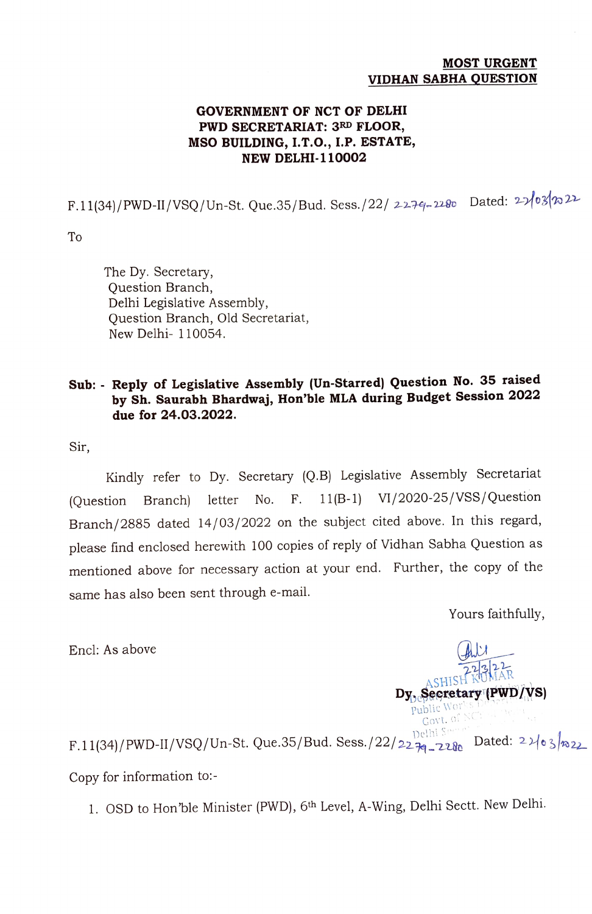**MOST URGENT**
**VIDHAN SABHA QUESTION**

**GOVERNMENT OF NCT OF DELHI**
**PWD SECRETARIAT: 3RD FLOOR,**
**MSO BUILDING, I.T.O., I.P. ESTATE,**
**NEW DELHI-110002**

F.11(34)/PWD-II/VSQ/Un-St. Que.35/Bud. Sess./22/ 2279-2280 Dated: 22/03/2022

To

The Dy. Secretary,
Question Branch,
Delhi Legislative Assembly,
Question Branch, Old Secretariat,
New Delhi- 110054.

**Sub: - Reply of Legislative Assembly (Un-Starred) Question No. 35 raised by Sh. Saurabh Bhardwaj, Hon'ble MLA during Budget Session 2022 due for 24.03.2022.**

Sir,

Kindly refer to Dy. Secretary (Q.B) Legislative Assembly Secretariat (Question Branch) letter No. F. 11(B-1) VI/2020-25/VSS/Question Branch/2885 dated 14/03/2022 on the subject cited above. In this regard, please find enclosed herewith 100 copies of reply of Vidhan Sabha Question as mentioned above for necessary action at your end. Further, the copy of the same has also been sent through e-mail.

Yours faithfully,

Encl: As above

22/3/22
ASHISH KUMAR
**Dy. Secretary (PWD/VS)**
Public Works Department
Govt. of NCT of Delhi

F.11(34)/PWD-II/VSQ/Un-St. Que.35/Bud. Sess./22/ 2279-2280 Dated: 22/03/2022

Copy for information to:-

1. OSD to Hon'ble Minister (PWD), 6th Level, A-Wing, Delhi Sectt. New Delhi.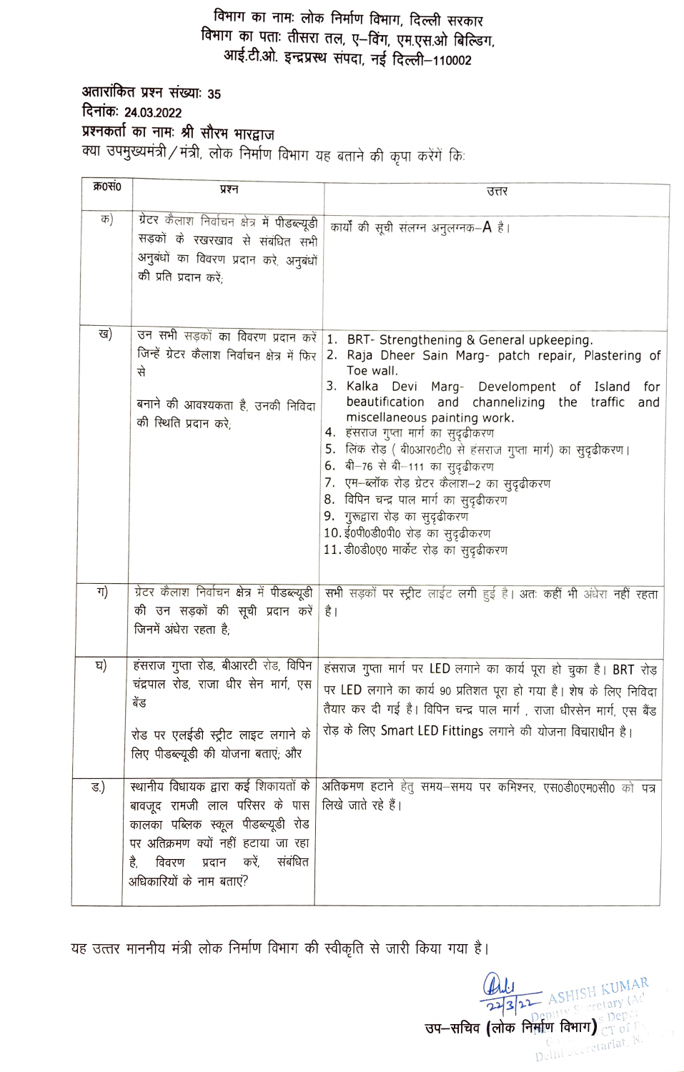विभाग का नामः लोक निर्माण विभाग, दिल्ली सरकार
विभाग का पताः तीसरा तल, ए–विंग, एम.एस.ओ बिल्डिंग,
आई.टी.ओ. इन्द्रप्रस्थ संपदा, नई दिल्ली–110002

**अतारांकित प्रश्न संख्याः 35**
**दिनांकः 24.03.2022**
**प्रश्नकर्ता का नामः श्री सौरभ भारद्वाज**
क्या उपमुख्यमंत्री/मंत्री, लोक निर्माण विभाग यह बताने की कृपा करेंगें किः

| क्र0सं0 | प्रश्न | उत्तर |
|---|---|---|
| क) | ग्रेटर कैलाश निर्वाचन क्षेत्र में पीडब्ल्यूडी सड़कों के रखरखाव से संबंधित सभी अनुबंधों का विवरण प्रदान करे, अनुबंधों की प्रति प्रदान करे; | कार्यों की सूची संलग्न अनुलग्नक–A है। |
| ख) | उन सभी सड़कों का विवरण प्रदान करें जिन्हें ग्रेटर कैलाश निर्वाचन क्षेत्र में फिर से बनाने की आवश्यकता है, उनकी निविदा की स्थिति प्रदान करे; | 1. BRT- Strengthening & General upkeeping.<br>2. Raja Dheer Sain Marg- patch repair, Plastering of Toe wall.<br>3. Kalka Devi Marg- Development of Island for beautification and channelizing the traffic and miscellaneous painting work.<br>4. हंसराज गुप्ता मार्ग का सुदृढीकरण<br>5. लिंक रोड ( बी0आर0टी0 से हंसराज गुप्ता मार्ग) का सुदृढीकरण।<br>6. बी–76 से बी–111 का सुदृढीकरण<br>7. एम–ब्लॉक रोड ग्रेटर कैलाश–2 का सुदृढीकरण<br>8. विपिन चन्द्र पाल मार्ग का सुदृढीकरण<br>9. गुरूद्वारा रोड़ का सुदृढीकरण<br>10. ई0पी0डी0पी0 रोड का सुदृढीकरण<br>11. डी0डी0ए0 मार्केट रोड़ का सुदृढीकरण |
| ग) | ग्रेटर कैलाश निर्वाचन क्षेत्र में पीडब्ल्यूडी की उन सड़कों की सूची प्रदान करें जिनमें अंधेरा रहता है; | सभी सड़कों पर स्ट्रीट लाईट लगी हुई है। अतः कहीं भी अंधेरा नहीं रहता है। |
| घ) | हंसराज गुप्ता रोड, बीआरटी रोड, विपिन चंद्रपाल रोड, राजा धीर सेन मार्ग, एस बेंड रोड पर एलईडी स्ट्रीट लाइट लगाने के लिए पीडब्ल्यूडी की योजना बताएं; और | हंसराज गुप्ता मार्ग पर LED लगाने का कार्य पूरा हो चुका है। BRT रोड़ पर LED लगाने का कार्य 90 प्रतिशत पूरा हो गया है। शेष के लिए निविदा तैयार कर दी गई है। विपिन चन्द्र पाल मार्ग , राजा धीरसेन मार्ग, एस बैंड रोड़ के लिए Smart LED Fittings लगाने की योजना विचाराधीन है। |
| ड.) | स्थानीय विधायक द्वारा कई शिकायतों के बावजूद रामजी लाल परिसर के पास कालका पब्लिक स्कूल पीडब्ल्यूडी रोड पर अतिक्रमण क्यों नहीं हटाया जा रहा है, विवरण प्रदान करें, संबंधित अधिकारियों के नाम बताएं? | अतिक्रमण हटाने हेतु समय–समय पर कमिश्नर, एस0डी0एम0सी0 को पत्र लिखे जाते रहे हैं। |

यह उत्तर माननीय मंत्री लोक निर्माण विभाग की स्वीकृति से जारी किया गया है।

22/3/22
ASHISH KUMAR
Deputy Secretary
Delhi Secretariat

उप–सचिव (लोक निर्माण विभाग)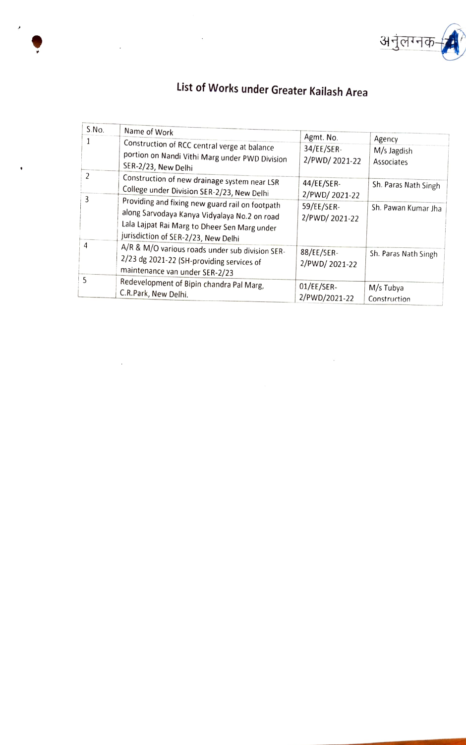अनुलग्नक-A

# List of Works under Greater Kailash Area

| S.No. | Name of Work | Agmt. No. | Agency |
|---|---|---|---|
| 1 | Construction of RCC central verge at balance portion on Nandi Vithi Marg under PWD Division SER-2/23, New Delhi | 34/EE/SER-2/PWD/ 2021-22 | M/s Jagdish Associates |
| 2 | Construction of new drainage system near LSR College under Division SER-2/23, New Delhi | 44/EE/SER-2/PWD/ 2021-22 | Sh. Paras Nath Singh |
| 3 | Providing and fixing new guard rail on footpath along Sarvodaya Kanya Vidyalaya No.2 on road Lala Lajpat Rai Marg to Dheer Sen Marg under jurisdiction of SER-2/23, New Delhi | 59/EE/SER-2/PWD/ 2021-22 | Sh. Pawan Kumar Jha |
| 4 | A/R & M/O various roads under sub division SER-2/23 dg 2021-22 (SH-providing services of maintenance van under SER-2/23 | 88/EE/SER-2/PWD/ 2021-22 | Sh. Paras Nath Singh |
| 5 | Redevelopment of Bipin chandra Pal Marg, C.R.Park, New Delhi. | 01/EE/SER-2/PWD/2021-22 | M/s Tubya Construction |